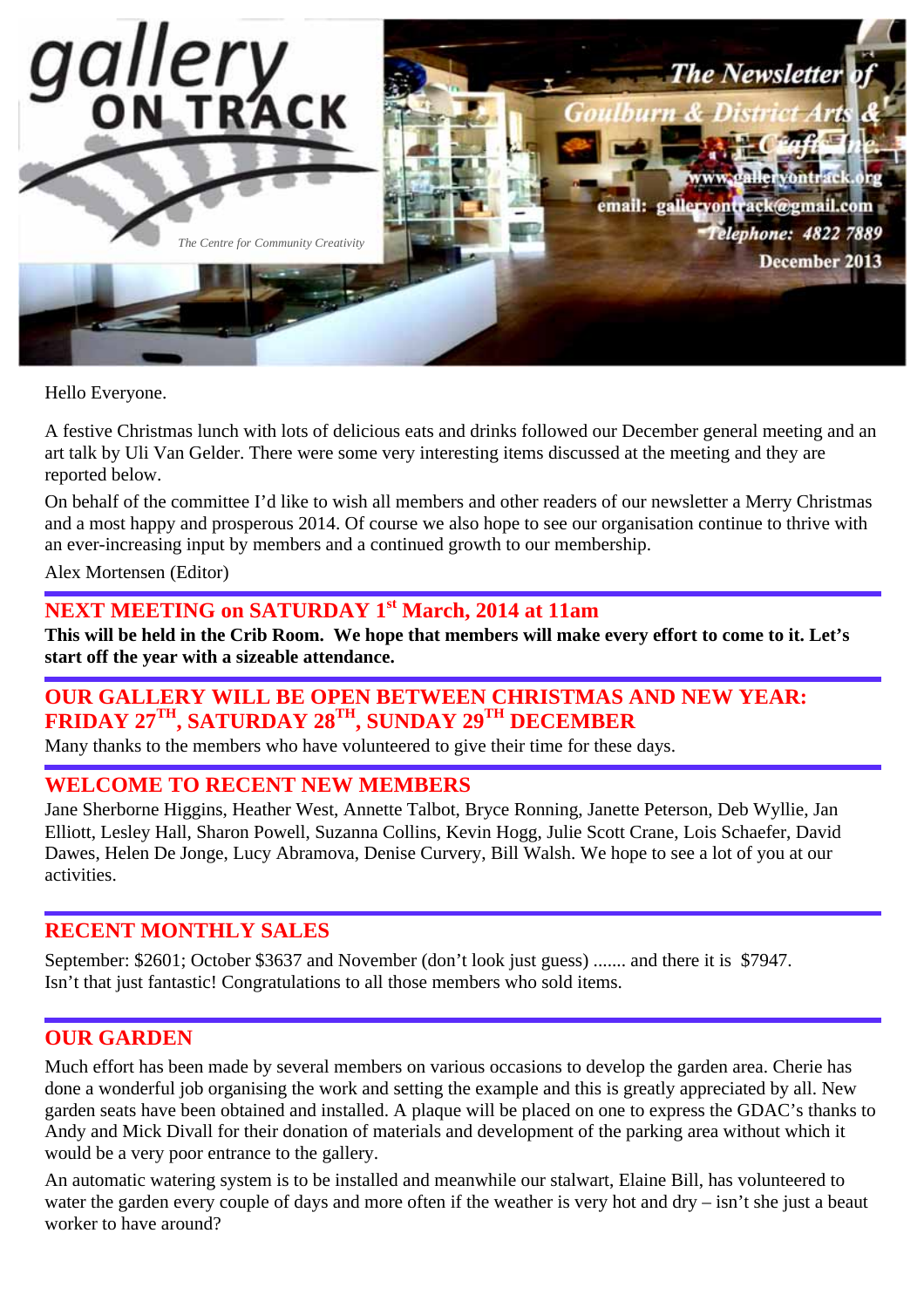# gallery ON TRACK

*The Centre for Community Creativity*

**The Newsletter of Goulburn & District Arts & Crafts Inc.**

www.galleryontrack.org

email: galleryontrack@gmail.com

Telephone: 4822 7889

December 2013

Hello Everyone.

A festive Christmas lunch with lots of delicious eats and drinks followed our December general meeting and an art talk by Uli Van Gelder. There were some very interesting items discussed at the meeting and they are reported below.

On behalf of the committee I'd like to wish all members and other readers of our newsletter a Merry Christmas and a most happy and prosperous 2014. Of course we also hope to see our organisation continue to thrive with an ever-increasing input by members and a continued growth to our membership.

Alex Mortensen (Editor)

## NEXT MEETING on SATURDAY 1st March, 2014 at 11am

**This will be held in the Crib Room. We hope that members will make every effort to come to it. Let's start off the year with a sizeable attendance.**

## OUR GALLERY WILL BE OPEN BETWEEN CHRISTMAS AND NEW YEAR: FRIDAY 27TH, SATURDAY 28TH, SUNDAY 29TH DECEMBER

Many thanks to the members who have volunteered to give their time for these days.

## WELCOME TO RECENT NEW MEMBERS

Jane Sherborne Higgins, Heather West, Annette Talbot, Bryce Ronning, Janette Peterson, Deb Wyllie, Jan Elliott, Lesley Hall, Sharon Powell, Suzanna Collins, Kevin Hogg, Julie Scott Crane, Lois Schaefer, David Dawes, Helen De Jonge, Lucy Abramova, Denise Curvery, Bill Walsh. We hope to see a lot of you at our activities.

## RECENT MONTHLY SALES

September: $2601; October $3637 and November (don't look just guess) ....... and there it is $7947. Isn't that just fantastic! Congratulations to all those members who sold items.

## OUR GARDEN

Much effort has been made by several members on various occasions to develop the garden area. Cherie has done a wonderful job organising the work and setting the example and this is greatly appreciated by all. New garden seats have been obtained and installed. A plaque will be placed on one to express the GDAC's thanks to Andy and Mick Divall for their donation of materials and development of the parking area without which it would be a very poor entrance to the gallery.

An automatic watering system is to be installed and meanwhile our stalwart, Elaine Bill, has volunteered to water the garden every couple of days and more often if the weather is very hot and dry – isn't she just a beaut worker to have around?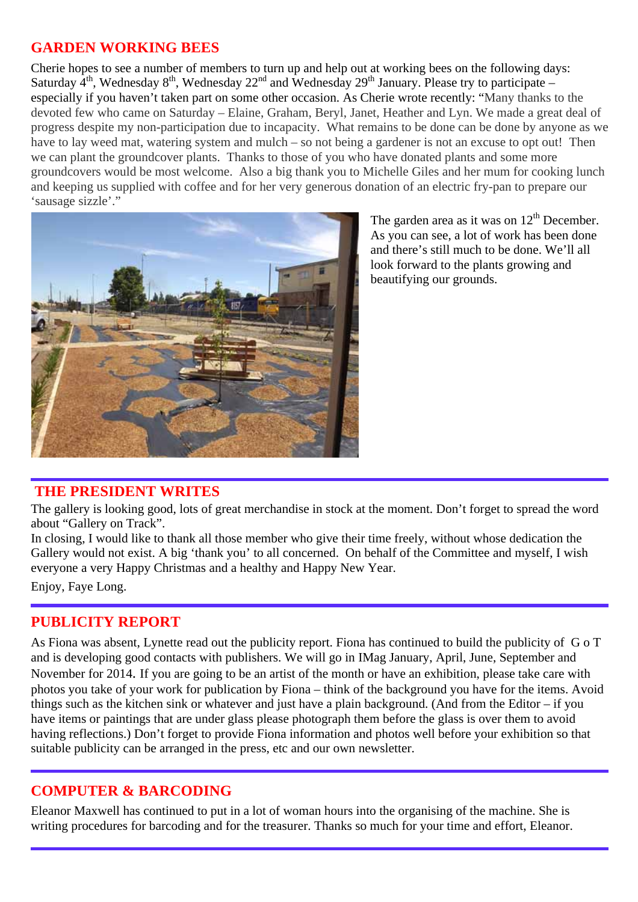## GARDEN WORKING BEES

Cherie hopes to see a number of members to turn up and help out at working bees on the following days: Saturday 4th, Wednesday 8th, Wednesday 22nd and Wednesday 29th January. Please try to participate – especially if you haven't taken part on some other occasion. As Cherie wrote recently: "Many thanks to the devoted few who came on Saturday – Elaine, Graham, Beryl, Janet, Heather and Lyn. We made a great deal of progress despite my non-participation due to incapacity. What remains to be done can be done by anyone as we have to lay weed mat, watering system and mulch – so not being a gardener is not an excuse to opt out! Then we can plant the groundcover plants. Thanks to those of you who have donated plants and some more groundcovers would be most welcome. Also a big thank you to Michelle Giles and her mum for cooking lunch and keeping us supplied with coffee and for her very generous donation of an electric fry-pan to prepare our 'sausage sizzle'."

The garden area as it was on 12th December. As you can see, a lot of work has been done and there's still much to be done. We'll all look forward to the plants growing and beautifying our grounds.

## THE PRESIDENT WRITES

The gallery is looking good, lots of great merchandise in stock at the moment. Don't forget to spread the word about "Gallery on Track".

In closing, I would like to thank all those member who give their time freely, without whose dedication the Gallery would not exist. A big 'thank you' to all concerned. On behalf of the Committee and myself, I wish everyone a very Happy Christmas and a healthy and Happy New Year.

Enjoy, Faye Long.

## PUBLICITY REPORT

As Fiona was absent, Lynette read out the publicity report. Fiona has continued to build the publicity of G o T and is developing good contacts with publishers. We will go in IMag January, April, June, September and November for 2014. If you are going to be an artist of the month or have an exhibition, please take care with photos you take of your work for publication by Fiona – think of the background you have for the items. Avoid things such as the kitchen sink or whatever and just have a plain background. (And from the Editor – if you have items or paintings that are under glass please photograph them before the glass is over them to avoid having reflections.) Don't forget to provide Fiona information and photos well before your exhibition so that suitable publicity can be arranged in the press, etc and our own newsletter.

## COMPUTER & BARCODING

Eleanor Maxwell has continued to put in a lot of woman hours into the organising of the machine. She is writing procedures for barcoding and for the treasurer. Thanks so much for your time and effort, Eleanor.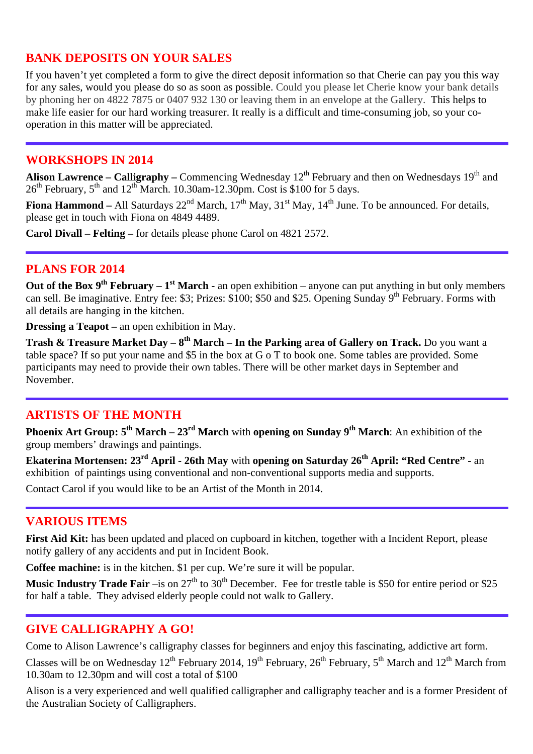## BANK DEPOSITS ON YOUR SALES

If you haven't yet completed a form to give the direct deposit information so that Cherie can pay you this way for any sales, would you please do so as soon as possible. Could you please let Cherie know your bank details by phoning her on 4822 7875 or 0407 932 130 or leaving them in an envelope at the Gallery. This helps to make life easier for our hard working treasurer. It really is a difficult and time-consuming job, so your co-operation in this matter will be appreciated.

---

## WORKSHOPS IN 2014

**Alison Lawrence – Calligraphy –** Commencing Wednesday 12th February and then on Wednesdays 19th and 26th February, 5th and 12th March. 10.30am-12.30pm. Cost is $100 for 5 days.

**Fiona Hammond –** All Saturdays 22nd March, 17th May, 31st May, 14th June. To be announced. For details, please get in touch with Fiona on 4849 4489.

**Carol Divall – Felting –** for details please phone Carol on 4821 2572.

---

## PLANS FOR 2014

**Out of the Box 9th February – 1st March -** an open exhibition – anyone can put anything in but only members can sell. Be imaginative. Entry fee: $3; Prizes: $100; $50 and $25. Opening Sunday 9th February. Forms with all details are hanging in the kitchen.

**Dressing a Teapot –** an open exhibition in May.

**Trash & Treasure Market Day – 8th March – In the Parking area of Gallery on Track.** Do you want a table space? If so put your name and $5 in the box at G o T to book one. Some tables are provided. Some participants may need to provide their own tables. There will be other market days in September and November.

---

## ARTISTS OF THE MONTH

**Phoenix Art Group: 5th March – 23rd March** with **opening on Sunday 9th March**: An exhibition of the group members' drawings and paintings.

**Ekaterina Mortensen: 23rd April - 26th May** with **opening on Saturday 26th April: "Red Centre" -** an exhibition of paintings using conventional and non-conventional supports media and supports.

Contact Carol if you would like to be an Artist of the Month in 2014.

---

## VARIOUS ITEMS

**First Aid Kit:** has been updated and placed on cupboard in kitchen, together with a Incident Report, please notify gallery of any accidents and put in Incident Book.

**Coffee machine:** is in the kitchen. $1 per cup. We're sure it will be popular.

**Music Industry Trade Fair** –is on 27th to 30th December. Fee for trestle table is $50 for entire period or $25 for half a table. They advised elderly people could not walk to Gallery.

---

## GIVE CALLIGRAPHY A GO!

Come to Alison Lawrence's calligraphy classes for beginners and enjoy this fascinating, addictive art form.

Classes will be on Wednesday 12th February 2014, 19th February, 26th February, 5th March and 12th March from 10.30am to 12.30pm and will cost a total of $100

Alison is a very experienced and well qualified calligrapher and calligraphy teacher and is a former President of the Australian Society of Calligraphers.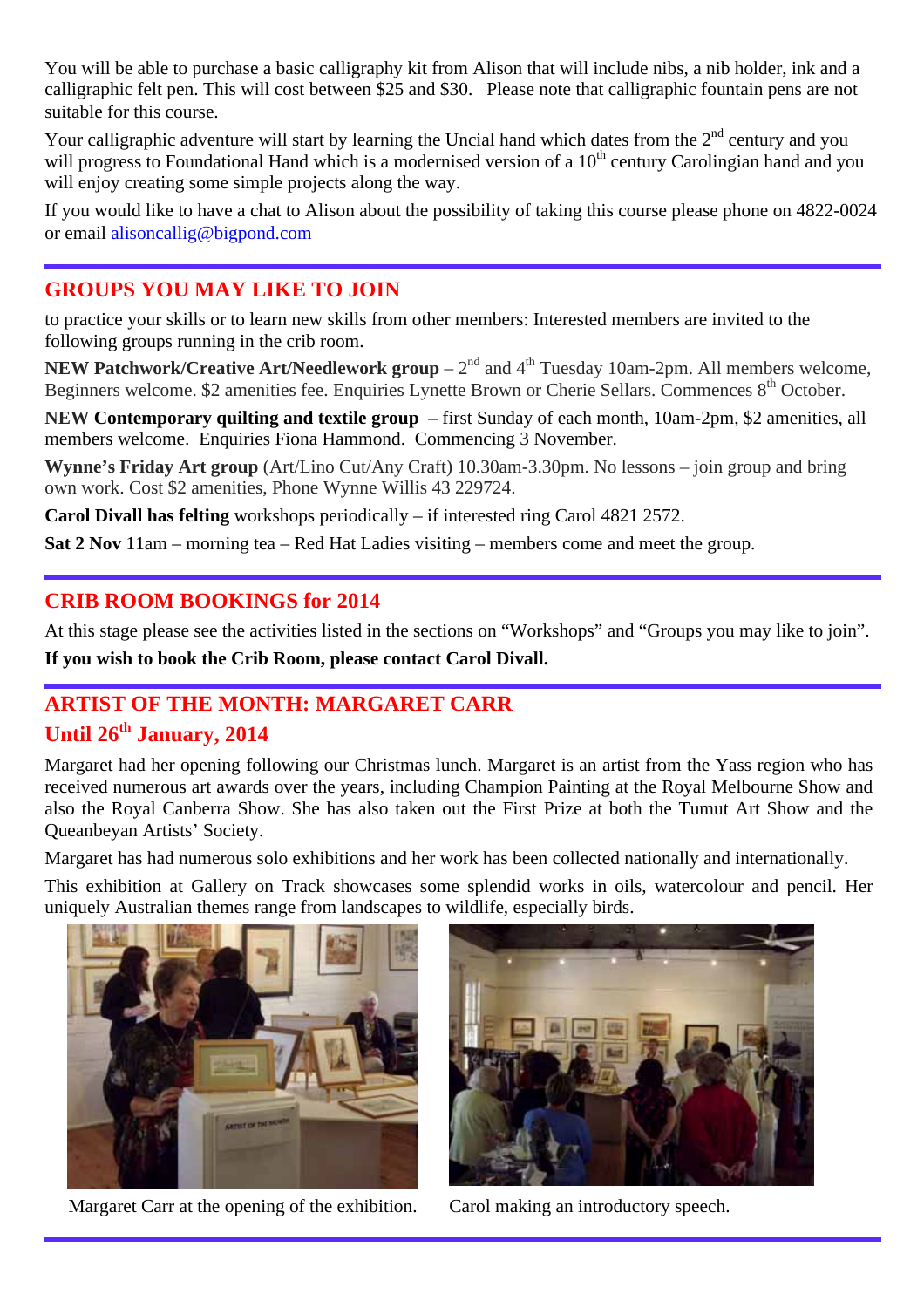You will be able to purchase a basic calligraphy kit from Alison that will include nibs, a nib holder, ink and a calligraphic felt pen. This will cost between $25 and $30. Please note that calligraphic fountain pens are not suitable for this course.

Your calligraphic adventure will start by learning the Uncial hand which dates from the 2nd century and you will progress to Foundational Hand which is a modernised version of a 10th century Carolingian hand and you will enjoy creating some simple projects along the way.

If you would like to have a chat to Alison about the possibility of taking this course please phone on 4822-0024 or email alisoncallig@bigpond.com

---

## GROUPS YOU MAY LIKE TO JOIN

to practice your skills or to learn new skills from other members: Interested members are invited to the following groups running in the crib room.

**NEW Patchwork/Creative Art/Needlework group** – 2nd and 4th Tuesday 10am-2pm. All members welcome, Beginners welcome. $2 amenities fee. Enquiries Lynette Brown or Cherie Sellars. Commences 8th October.

**NEW Contemporary quilting and textile group** – first Sunday of each month, 10am-2pm, $2 amenities, all members welcome. Enquiries Fiona Hammond. Commencing 3 November.

**Wynne's Friday Art group** (Art/Lino Cut/Any Craft) 10.30am-3.30pm. No lessons – join group and bring own work. Cost $2 amenities, Phone Wynne Willis 43 229724.

**Carol Divall has felting** workshops periodically – if interested ring Carol 4821 2572.

**Sat 2 Nov** 11am – morning tea – Red Hat Ladies visiting – members come and meet the group.

---

## CRIB ROOM BOOKINGS for 2014

At this stage please see the activities listed in the sections on "Workshops" and "Groups you may like to join".

**If you wish to book the Crib Room, please contact Carol Divall.**

---

## ARTIST OF THE MONTH: MARGARET CARR

## Until 26th January, 2014

Margaret had her opening following our Christmas lunch. Margaret is an artist from the Yass region who has received numerous art awards over the years, including Champion Painting at the Royal Melbourne Show and also the Royal Canberra Show. She has also taken out the First Prize at both the Tumut Art Show and the Queanbeyan Artists' Society.

Margaret has had numerous solo exhibitions and her work has been collected nationally and internationally.

This exhibition at Gallery on Track showcases some splendid works in oils, watercolour and pencil. Her uniquely Australian themes range from landscapes to wildlife, especially birds.

Margaret Carr at the opening of the exhibition.

Carol making an introductory speech.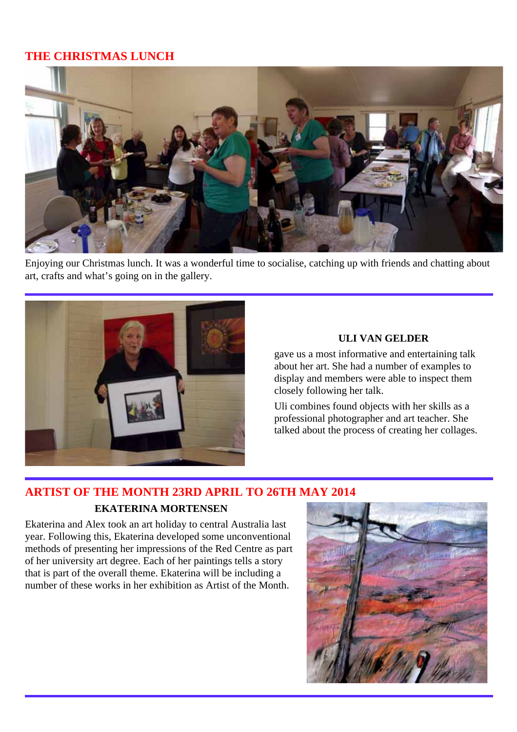## THE CHRISTMAS LUNCH

Enjoying our Christmas lunch. It was a wonderful time to socialise, catching up with friends and chatting about art, crafts and what's going on in the gallery.

---

**ULI VAN GELDER**

gave us a most informative and entertaining talk about her art. She had a number of examples to display and members were able to inspect them closely following her talk.

Uli combines found objects with her skills as a professional photographer and art teacher. She talked about the process of creating her collages.

---

## ARTIST OF THE MONTH 23RD APRIL TO 26TH MAY 2014

**EKATERINA MORTENSEN**

Ekaterina and Alex took an art holiday to central Australia last year. Following this, Ekaterina developed some unconventional methods of presenting her impressions of the Red Centre as part of her university art degree. Each of her paintings tells a story that is part of the overall theme. Ekaterina will be including a number of these works in her exhibition as Artist of the Month.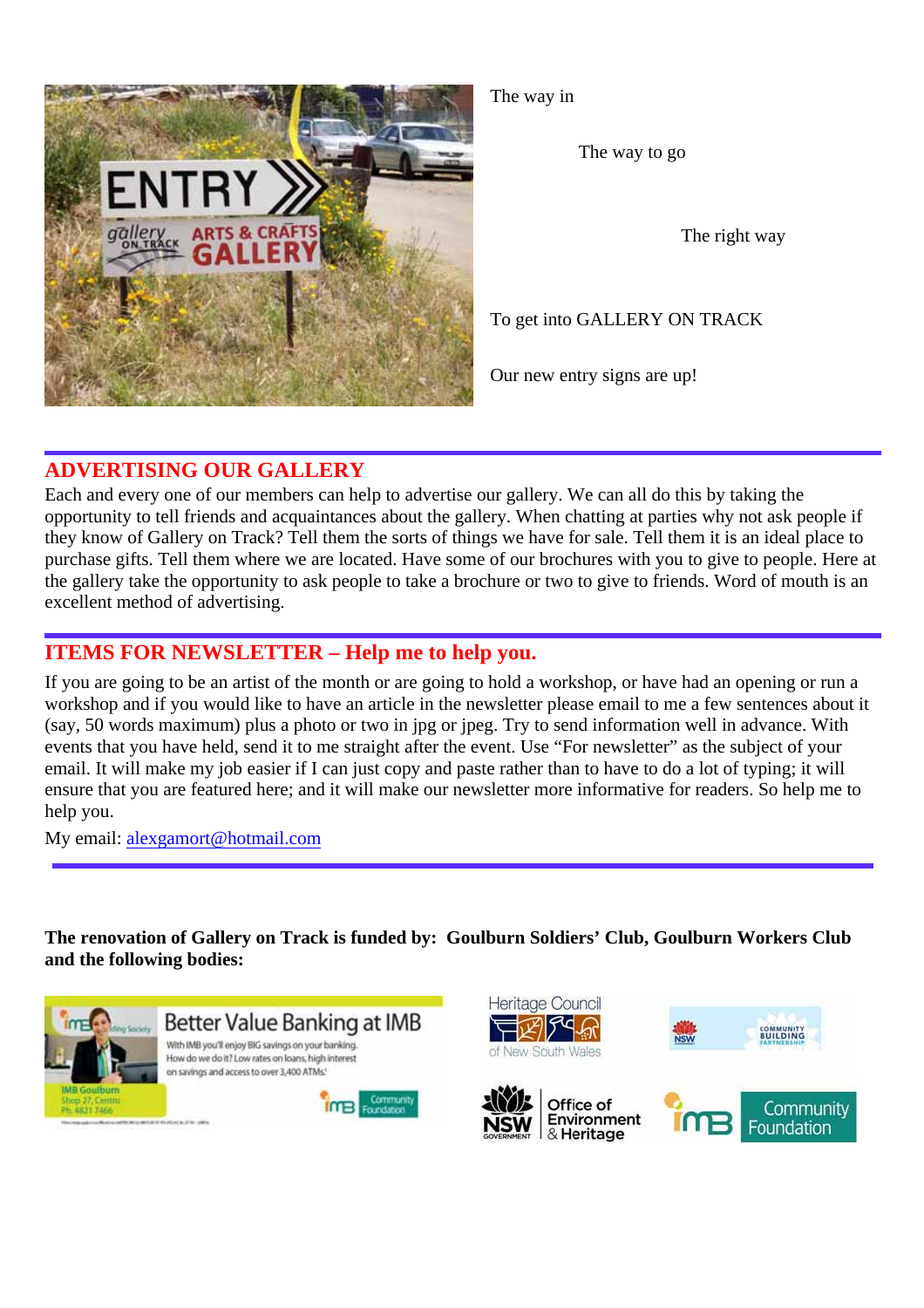The way in

The way to go

The right way

To get into GALLERY ON TRACK

Our new entry signs are up!

## ADVERTISING OUR GALLERY

Each and every one of our members can help to advertise our gallery. We can all do this by taking the opportunity to tell friends and acquaintances about the gallery. When chatting at parties why not ask people if they know of Gallery on Track? Tell them the sorts of things we have for sale. Tell them it is an ideal place to purchase gifts. Tell them where we are located. Have some of our brochures with you to give to people. Here at the gallery take the opportunity to ask people to take a brochure or two to give to friends. Word of mouth is an excellent method of advertising.

## ITEMS FOR NEWSLETTER – Help me to help you.

If you are going to be an artist of the month or are going to hold a workshop, or have had an opening or run a workshop and if you would like to have an article in the newsletter please email to me a few sentences about it (say, 50 words maximum) plus a photo or two in jpg or jpeg. Try to send information well in advance. With events that you have held, send it to me straight after the event. Use "For newsletter" as the subject of your email. It will make my job easier if I can just copy and paste rather than to have to do a lot of typing; it will ensure that you are featured here; and it will make our newsletter more informative for readers. So help me to help you.

My email: alexgamort@hotmail.com

**The renovation of Gallery on Track is funded by: Goulburn Soldiers' Club, Goulburn Workers Club and the following bodies:**